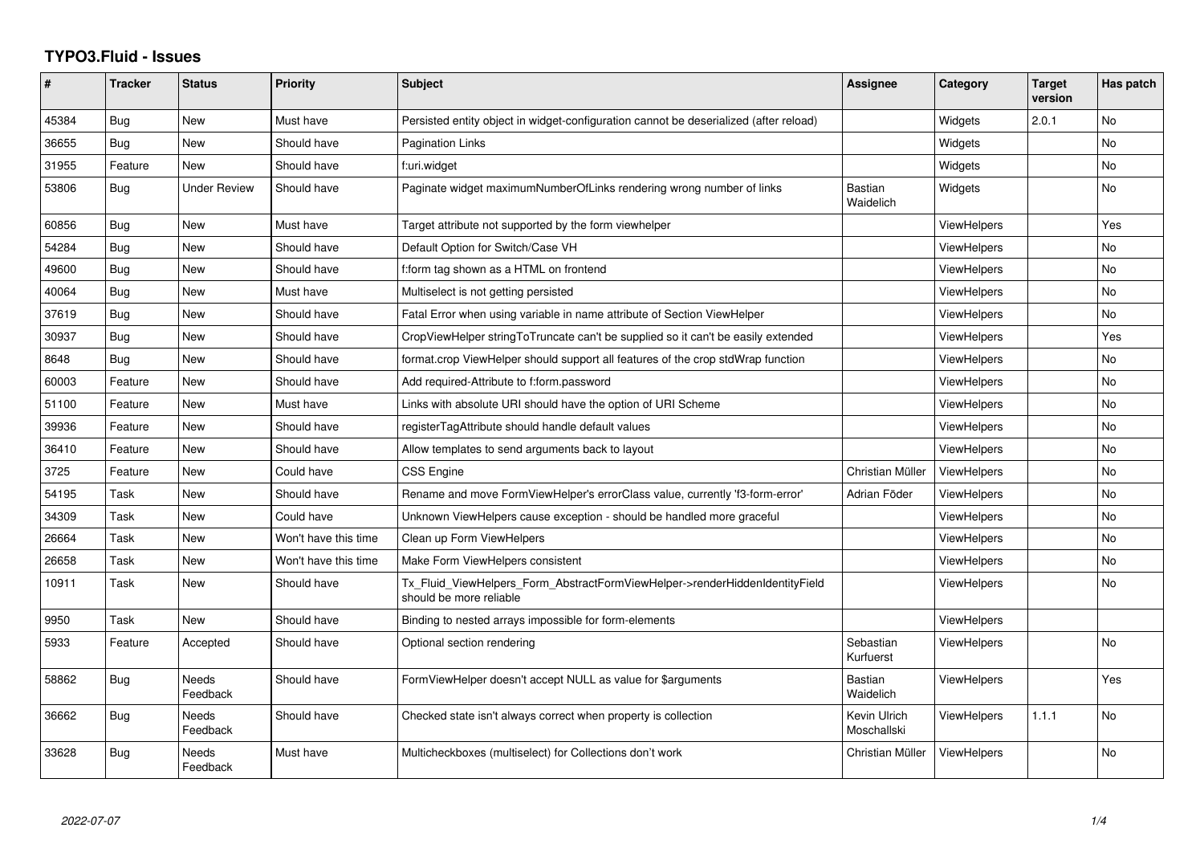# TYPO3.Fluid - Issues

| # | Tracker | Status | Priority | Subject | Assignee | Category | Target version | Has patch |
|---|---|---|---|---|---|---|---|---|
| 45384 | Bug | New | Must have | Persisted entity object in widget-configuration cannot be deserialized (after reload) | | Widgets | 2.0.1 | No |
| 36655 | Bug | New | Should have | Pagination Links | | Widgets | | No |
| 31955 | Feature | New | Should have | f:uri.widget | | Widgets | | No |
| 53806 | Bug | Under Review | Should have | Paginate widget maximumNumberOfLinks rendering wrong number of links | Bastian Waidelich | Widgets | | No |
| 60856 | Bug | New | Must have | Target attribute not supported by the form viewhelper | | ViewHelpers | | Yes |
| 54284 | Bug | New | Should have | Default Option for Switch/Case VH | | ViewHelpers | | No |
| 49600 | Bug | New | Should have | f:form tag shown as a HTML on frontend | | ViewHelpers | | No |
| 40064 | Bug | New | Must have | Multiselect is not getting persisted | | ViewHelpers | | No |
| 37619 | Bug | New | Should have | Fatal Error when using variable in name attribute of Section ViewHelper | | ViewHelpers | | No |
| 30937 | Bug | New | Should have | CropViewHelper stringToTruncate can't be supplied so it can't be easily extended | | ViewHelpers | | Yes |
| 8648 | Bug | New | Should have | format.crop ViewHelper should support all features of the crop stdWrap function | | ViewHelpers | | No |
| 60003 | Feature | New | Should have | Add required-Attribute to f:form.password | | ViewHelpers | | No |
| 51100 | Feature | New | Must have | Links with absolute URI should have the option of URI Scheme | | ViewHelpers | | No |
| 39936 | Feature | New | Should have | registerTagAttribute should handle default values | | ViewHelpers | | No |
| 36410 | Feature | New | Should have | Allow templates to send arguments back to layout | | ViewHelpers | | No |
| 3725 | Feature | New | Could have | CSS Engine | Christian Müller | ViewHelpers | | No |
| 54195 | Task | New | Should have | Rename and move FormViewHelper's errorClass value, currently 'f3-form-error' | Adrian Föder | ViewHelpers | | No |
| 34309 | Task | New | Could have | Unknown ViewHelpers cause exception - should be handled more graceful | | ViewHelpers | | No |
| 26664 | Task | New | Won't have this time | Clean up Form ViewHelpers | | ViewHelpers | | No |
| 26658 | Task | New | Won't have this time | Make Form ViewHelpers consistent | | ViewHelpers | | No |
| 10911 | Task | New | Should have | Tx_Fluid_ViewHelpers_Form_AbstractFormViewHelper->renderHiddenIdentityField should be more reliable | | ViewHelpers | | No |
| 9950 | Task | New | Should have | Binding to nested arrays impossible for form-elements | | ViewHelpers | | |
| 5933 | Feature | Accepted | Should have | Optional section rendering | Sebastian Kurfuerst | ViewHelpers | | No |
| 58862 | Bug | Needs Feedback | Should have | FormViewHelper doesn't accept NULL as value for $arguments | Bastian Waidelich | ViewHelpers | | Yes |
| 36662 | Bug | Needs Feedback | Should have | Checked state isn't always correct when property is collection | Kevin Ulrich Moschallski | ViewHelpers | 1.1.1 | No |
| 33628 | Bug | Needs Feedback | Must have | Multicheckboxes (multiselect) for Collections don't work | Christian Müller | ViewHelpers | | No |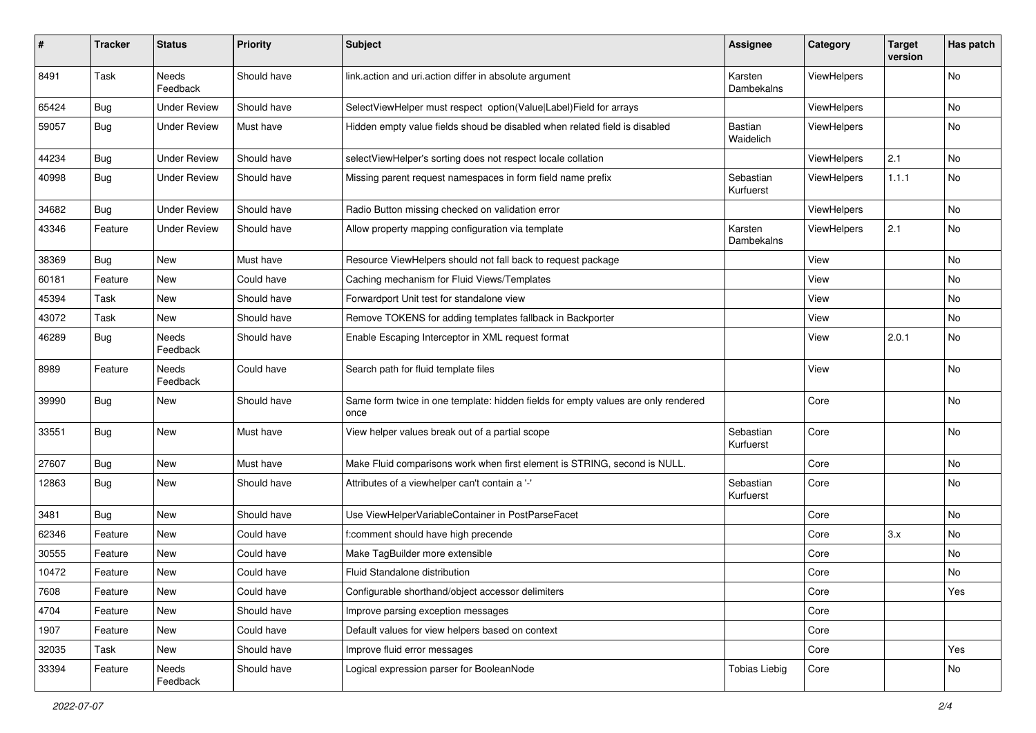| # | Tracker | Status | Priority | Subject | Assignee | Category | Target version | Has patch |
|---|---|---|---|---|---|---|---|---|
| 8491 | Task | Needs Feedback | Should have | link.action and uri.action differ in absolute argument | Karsten Dambekalns | ViewHelpers | | No |
| 65424 | Bug | Under Review | Should have | SelectViewHelper must respect option(Value\|Label)Field for arrays | | ViewHelpers | | No |
| 59057 | Bug | Under Review | Must have | Hidden empty value fields shoud be disabled when related field is disabled | Bastian Waidelich | ViewHelpers | | No |
| 44234 | Bug | Under Review | Should have | selectViewHelper's sorting does not respect locale collation | | ViewHelpers | 2.1 | No |
| 40998 | Bug | Under Review | Should have | Missing parent request namespaces in form field name prefix | Sebastian Kurfuerst | ViewHelpers | 1.1.1 | No |
| 34682 | Bug | Under Review | Should have | Radio Button missing checked on validation error | | ViewHelpers | | No |
| 43346 | Feature | Under Review | Should have | Allow property mapping configuration via template | Karsten Dambekalns | ViewHelpers | 2.1 | No |
| 38369 | Bug | New | Must have | Resource ViewHelpers should not fall back to request package | | View | | No |
| 60181 | Feature | New | Could have | Caching mechanism for Fluid Views/Templates | | View | | No |
| 45394 | Task | New | Should have | Forwardport Unit test for standalone view | | View | | No |
| 43072 | Task | New | Should have | Remove TOKENS for adding templates fallback in Backporter | | View | | No |
| 46289 | Bug | Needs Feedback | Should have | Enable Escaping Interceptor in XML request format | | View | 2.0.1 | No |
| 8989 | Feature | Needs Feedback | Could have | Search path for fluid template files | | View | | No |
| 39990 | Bug | New | Should have | Same form twice in one template: hidden fields for empty values are only rendered once | | Core | | No |
| 33551 | Bug | New | Must have | View helper values break out of a partial scope | Sebastian Kurfuerst | Core | | No |
| 27607 | Bug | New | Must have | Make Fluid comparisons work when first element is STRING, second is NULL. | | Core | | No |
| 12863 | Bug | New | Should have | Attributes of a viewhelper can't contain a '-' | Sebastian Kurfuerst | Core | | No |
| 3481 | Bug | New | Should have | Use ViewHelperVariableContainer in PostParseFacet | | Core | | No |
| 62346 | Feature | New | Could have | f:comment should have high precende | | Core | 3.x | No |
| 30555 | Feature | New | Could have | Make TagBuilder more extensible | | Core | | No |
| 10472 | Feature | New | Could have | Fluid Standalone distribution | | Core | | No |
| 7608 | Feature | New | Could have | Configurable shorthand/object accessor delimiters | | Core | | Yes |
| 4704 | Feature | New | Should have | Improve parsing exception messages | | Core | | |
| 1907 | Feature | New | Could have | Default values for view helpers based on context | | Core | | |
| 32035 | Task | New | Should have | Improve fluid error messages | | Core | | Yes |
| 33394 | Feature | Needs Feedback | Should have | Logical expression parser for BooleanNode | Tobias Liebig | Core | | No |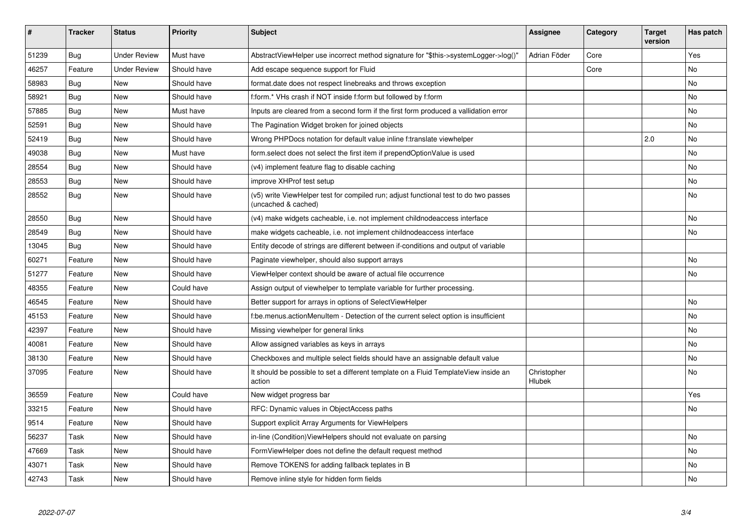| # | Tracker | Status | Priority | Subject | Assignee | Category | Target version | Has patch |
|---|---|---|---|---|---|---|---|---|
| 51239 | Bug | Under Review | Must have | AbstractViewHelper use incorrect method signature for "$this->systemLogger->log()" | Adrian Föder | Core | | Yes |
| 46257 | Feature | Under Review | Should have | Add escape sequence support for Fluid | | Core | | No |
| 58983 | Bug | New | Should have | format.date does not respect linebreaks and throws exception | | | | No |
| 58921 | Bug | New | Should have | f:form.* VHs crash if NOT inside f:form but followed by f:form | | | | No |
| 57885 | Bug | New | Must have | Inputs are cleared from a second form if the first form produced a vallidation error | | | | No |
| 52591 | Bug | New | Should have | The Pagination Widget broken for joined objects | | | | No |
| 52419 | Bug | New | Should have | Wrong PHPDocs notation for default value inline f:translate viewhelper | | | 2.0 | No |
| 49038 | Bug | New | Must have | form.select does not select the first item if prependOptionValue is used | | | | No |
| 28554 | Bug | New | Should have | (v4) implement feature flag to disable caching | | | | No |
| 28553 | Bug | New | Should have | improve XHProf test setup | | | | No |
| 28552 | Bug | New | Should have | (v5) write ViewHelper test for compiled run; adjust functional test to do two passes (uncached & cached) | | | | No |
| 28550 | Bug | New | Should have | (v4) make widgets cacheable, i.e. not implement childnodeaccess interface | | | | No |
| 28549 | Bug | New | Should have | make widgets cacheable, i.e. not implement childnodeaccess interface | | | | No |
| 13045 | Bug | New | Should have | Entity decode of strings are different between if-conditions and output of variable | | | | |
| 60271 | Feature | New | Should have | Paginate viewhelper, should also support arrays | | | | No |
| 51277 | Feature | New | Should have | ViewHelper context should be aware of actual file occurrence | | | | No |
| 48355 | Feature | New | Could have | Assign output of viewhelper to template variable for further processing. | | | | |
| 46545 | Feature | New | Should have | Better support for arrays in options of SelectViewHelper | | | | No |
| 45153 | Feature | New | Should have | f:be.menus.actionMenuItem - Detection of the current select option is insufficient | | | | No |
| 42397 | Feature | New | Should have | Missing viewhelper for general links | | | | No |
| 40081 | Feature | New | Should have | Allow assigned variables as keys in arrays | | | | No |
| 38130 | Feature | New | Should have | Checkboxes and multiple select fields should have an assignable default value | | | | No |
| 37095 | Feature | New | Should have | It should be possible to set a different template on a Fluid TemplateView inside an action | Christopher Hlubek | | | No |
| 36559 | Feature | New | Could have | New widget progress bar | | | | Yes |
| 33215 | Feature | New | Should have | RFC: Dynamic values in ObjectAccess paths | | | | No |
| 9514 | Feature | New | Should have | Support explicit Array Arguments for ViewHelpers | | | | |
| 56237 | Task | New | Should have | in-line (Condition)ViewHelpers should not evaluate on parsing | | | | No |
| 47669 | Task | New | Should have | FormViewHelper does not define the default request method | | | | No |
| 43071 | Task | New | Should have | Remove TOKENS for adding fallback teplates in B | | | | No |
| 42743 | Task | New | Should have | Remove inline style for hidden form fields | | | | No |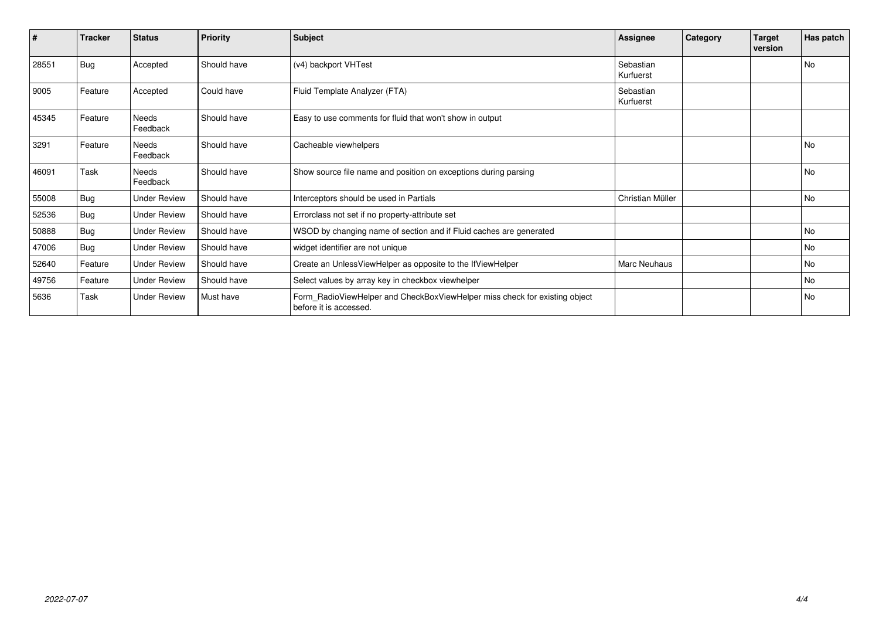| # | Tracker | Status | Priority | Subject | Assignee | Category | Target version | Has patch |
|---|---|---|---|---|---|---|---|---|
| 28551 | Bug | Accepted | Should have | (v4) backport VHTest | Sebastian Kurfuerst | | | No |
| 9005 | Feature | Accepted | Could have | Fluid Template Analyzer (FTA) | Sebastian Kurfuerst | | | |
| 45345 | Feature | Needs Feedback | Should have | Easy to use comments for fluid that won't show in output | | | | |
| 3291 | Feature | Needs Feedback | Should have | Cacheable viewhelpers | | | | No |
| 46091 | Task | Needs Feedback | Should have | Show source file name and position on exceptions during parsing | | | | No |
| 55008 | Bug | Under Review | Should have | Interceptors should be used in Partials | Christian Müller | | | No |
| 52536 | Bug | Under Review | Should have | Errorclass not set if no property-attribute set | | | | |
| 50888 | Bug | Under Review | Should have | WSOD by changing name of section and if Fluid caches are generated | | | | No |
| 47006 | Bug | Under Review | Should have | widget identifier are not unique | | | | No |
| 52640 | Feature | Under Review | Should have | Create an UnlessViewHelper as opposite to the IfViewHelper | Marc Neuhaus | | | No |
| 49756 | Feature | Under Review | Should have | Select values by array key in checkbox viewhelper | | | | No |
| 5636 | Task | Under Review | Must have | Form_RadioViewHelper and CheckBoxViewHelper miss check for existing object before it is accessed. | | | | No |

*2022-07-07*